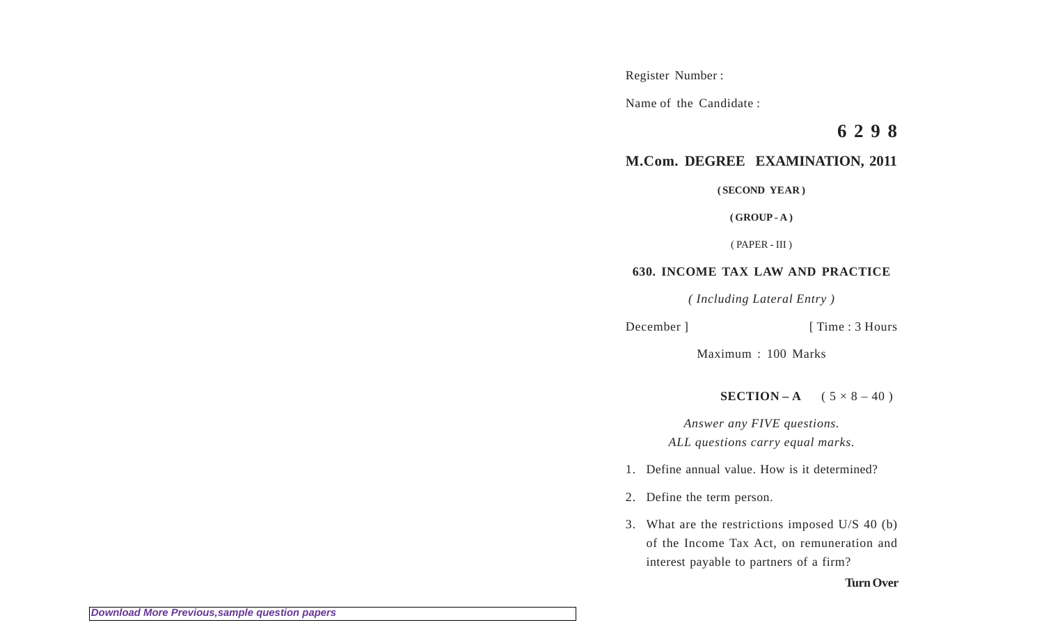Register Number :

Name of the Candidate :

# 6 2 9 8

## M.Com. DEGREE EXAMINATION, 2011

**( SECOND YEAR )**

**( GROUP - A )**

( PAPER - III )

### 630. INCOME TAX LAW AND PRACTICE

*( Including Lateral Entry )*

December ] [ Time : 3 Hours

Maximum : 100 Marks

**SECTION – A** ( 5 × 8 – 40 )

*Answer any FIVE questions.*
*ALL questions carry equal marks.*

1. Define annual value. How is it determined?

2. Define the term person.

3. What are the restrictions imposed U/S 40 (b) of the Income Tax Act, on remuneration and interest payable to partners of a firm?

**Turn Over**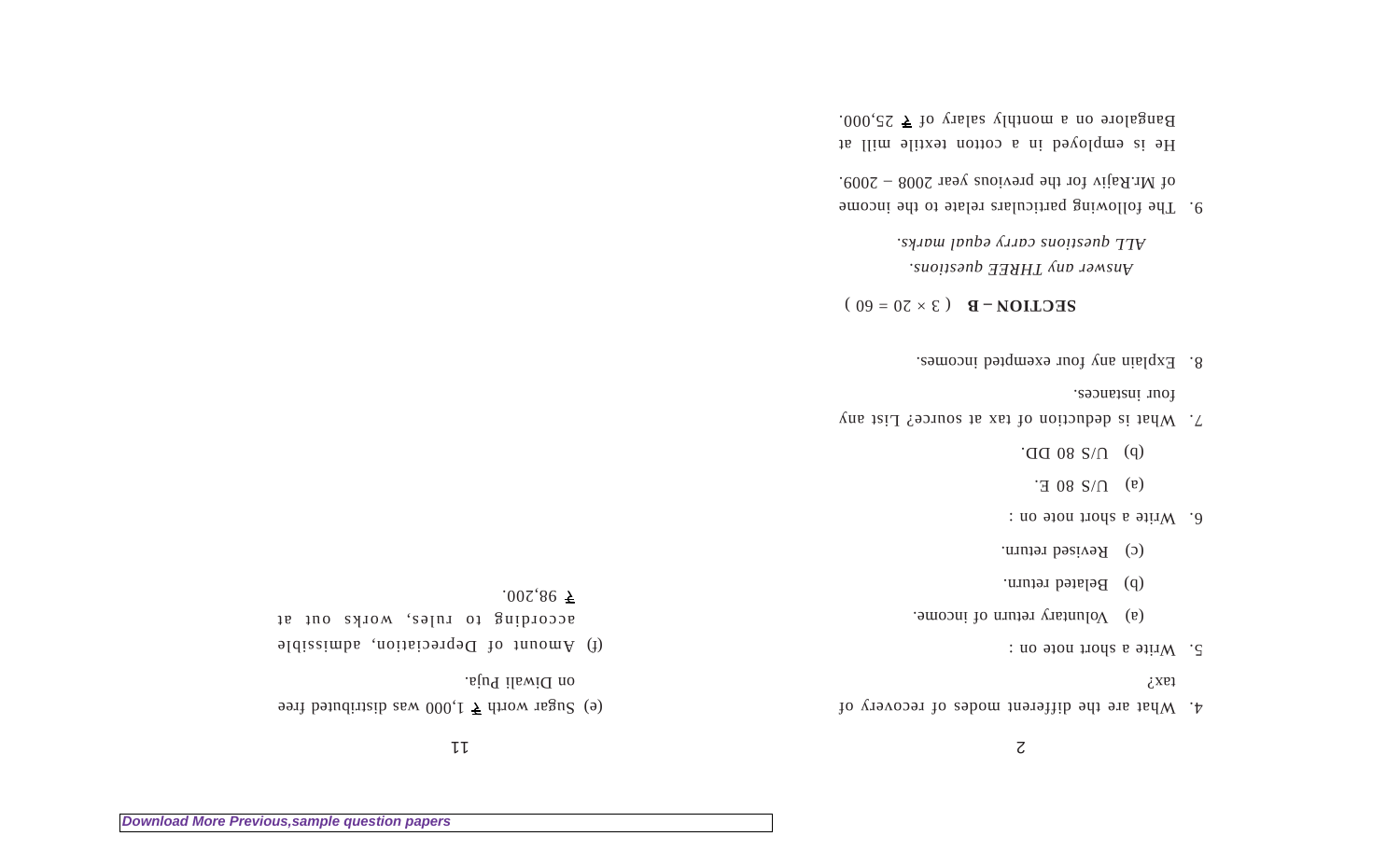4. What are the different modes of recovery of tax?

5. Write a short note on :

   (a) Voluntary return of income.

   (b) Belated return.

   (c) Revised return.

6. Write a short note on :

   (a) U/S 80 E.

   (b) U/S 80 DD.

7. What is deduction of tax at source? List any four instances.

8. Explain any four exempted incomes.

## SECTION – B ( 3 × 20 = 60 )

*Answer any THREE questions.*

*ALL questions carry equal marks.*

9. The following particulars relate to the income of Mr.Rajiv for the previous year 2008 – 2009.

   He is employed in a cotton textile mill at Bangalore on a monthly salary of ₹ 25,000.

(e) Sugar worth ₹ 1,000 was distributed free on Diwali Puja.

(f) Amount of Depreciation, admissible according to rules, works out at ₹ 98,200.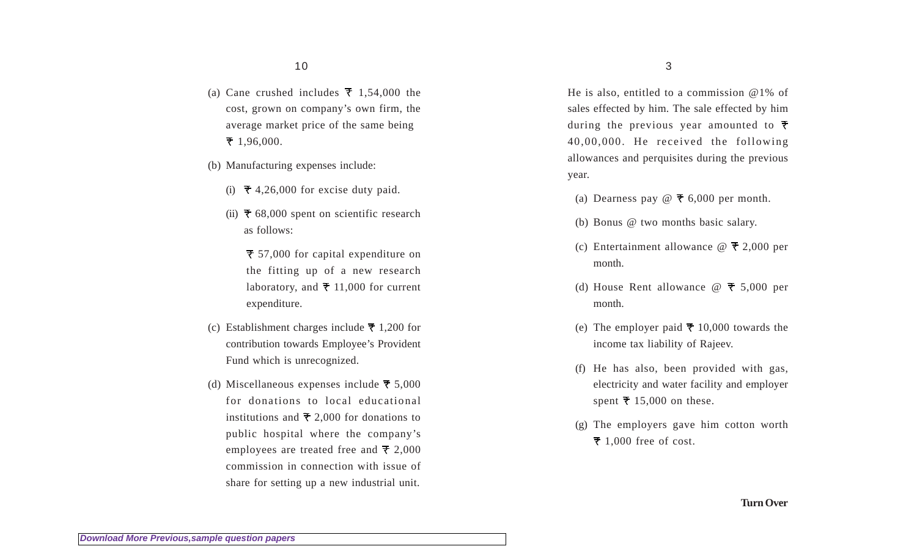(a) Cane crushed includes ₹ 1,54,000 the cost, grown on company's own firm, the average market price of the same being ₹ 1,96,000.

(b) Manufacturing expenses include:

   (i) ₹ 4,26,000 for excise duty paid.

   (ii) ₹ 68,000 spent on scientific research as follows:

   ₹ 57,000 for capital expenditure on the fitting up of a new research laboratory, and ₹ 11,000 for current expenditure.

(c) Establishment charges include ₹ 1,200 for contribution towards Employee's Provident Fund which is unrecognized.

(d) Miscellaneous expenses include ₹ 5,000 for donations to local educational institutions and ₹ 2,000 for donations to public hospital where the company's employees are treated free and ₹ 2,000 commission in connection with issue of share for setting up a new industrial unit.

He is also, entitled to a commission @1% of sales effected by him. The sale effected by him during the previous year amounted to ₹ 40,00,000. He received the following allowances and perquisites during the previous year.

(a) Dearness pay @ ₹ 6,000 per month.

(b) Bonus @ two months basic salary.

(c) Entertainment allowance @ ₹ 2,000 per month.

(d) House Rent allowance @ ₹ 5,000 per month.

(e) The employer paid ₹ 10,000 towards the income tax liability of Rajeev.

(f) He has also, been provided with gas, electricity and water facility and employer spent ₹ 15,000 on these.

(g) The employers gave him cotton worth ₹ 1,000 free of cost.

**Turn Over**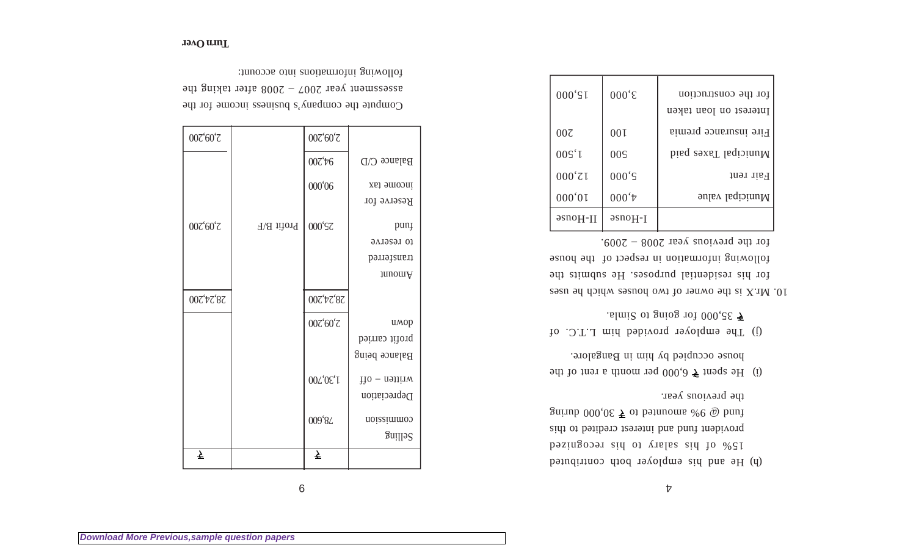(h) He and his employer both contributed 15% of his salary to his recognized provident fund and interest credited to this fund @ 9% amounted to ₹ 30,000 during the previous year.

(i) He spent ₹ 6,000 per month a rent of the house occupied by him in Bangalore.

(j) The employer provided him L.T.C. of ₹ 35,000 for going to Simla.

10. Mr.X is the owner of two houses which he uses for his residential purposes. He submits the following information in respect of the house for the previous year 2008 – 2009.

| | I-House | II-House |
|---|---|---|
| Municipal value | 4,000 | 10,000 |
| Fair rent | 5,000 | 12,000 |
| Municipal Taxes paid | 500 | 1,500 |
| Fire insurance premia | 100 | 200 |
| Interest on loan taken for the construction | 3,000 | 15,000 |

| | ₹ | | ₹ |
|---|---|---|---|
| Selling commission | 78,600 | | |
| Depreciation written – off | 1,30,700 | | |
| Balance being profit carried down | 2,09,200 | | |
| | 28,24,200 | | 28,24,200 |
| Amount transferred to reserve fund | 25,000 | Profit B/F | 2,09,200 |
| Reserve for income tax | 90,000 | | |
| Balance C/D | 94,200 | | |
| | 2,09,200 | | 2,09,200 |

Compute the company's business income for the assessment year 2007 – 2008 after taking the following informations into account: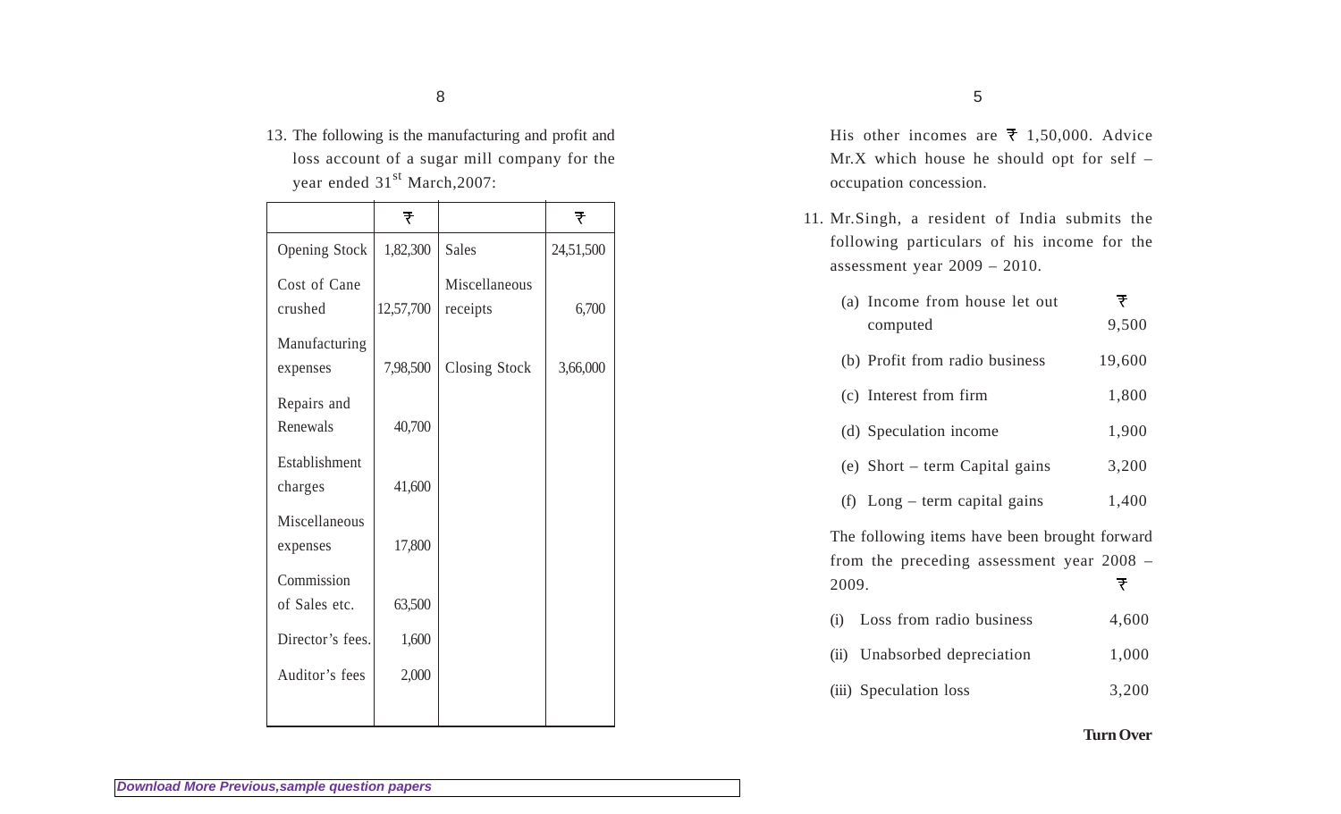13. The following is the manufacturing and profit and loss account of a sugar mill company for the year ended 31[st] March,2007:

| | ₹ | | ₹ |
|---|---|---|---|
| Opening Stock | 1,82,300 | Sales | 24,51,500 |
| Cost of Cane crushed | 12,57,700 | Miscellaneous receipts | 6,700 |
| Manufacturing expenses | 7,98,500 | Closing Stock | 3,66,000 |
| Repairs and Renewals | 40,700 | | |
| Establishment charges | 41,600 | | |
| Miscellaneous expenses | 17,800 | | |
| Commission of Sales etc. | 63,500 | | |
| Director's fees. | 1,600 | | |
| Auditor's fees | 2,000 | | |

His other incomes are ₹ 1,50,000. Advice Mr.X which house he should opt for self – occupation concession.

11. Mr.Singh, a resident of India submits the following particulars of his income for the assessment year 2009 – 2010.

| | ₹ |
|---|---|
| (a) Income from house let out computed | 9,500 |
| (b) Profit from radio business | 19,600 |
| (c) Interest from firm | 1,800 |
| (d) Speculation income | 1,900 |
| (e) Short – term Capital gains | 3,200 |
| (f) Long – term capital gains | 1,400 |

The following items have been brought forward from the preceding assessment year 2008 – 2009.

| | ₹ |
|---|---|
| (i) Loss from radio business | 4,600 |
| (ii) Unabsorbed depreciation | 1,000 |
| (iii) Speculation loss | 3,200 |

**Turn Over**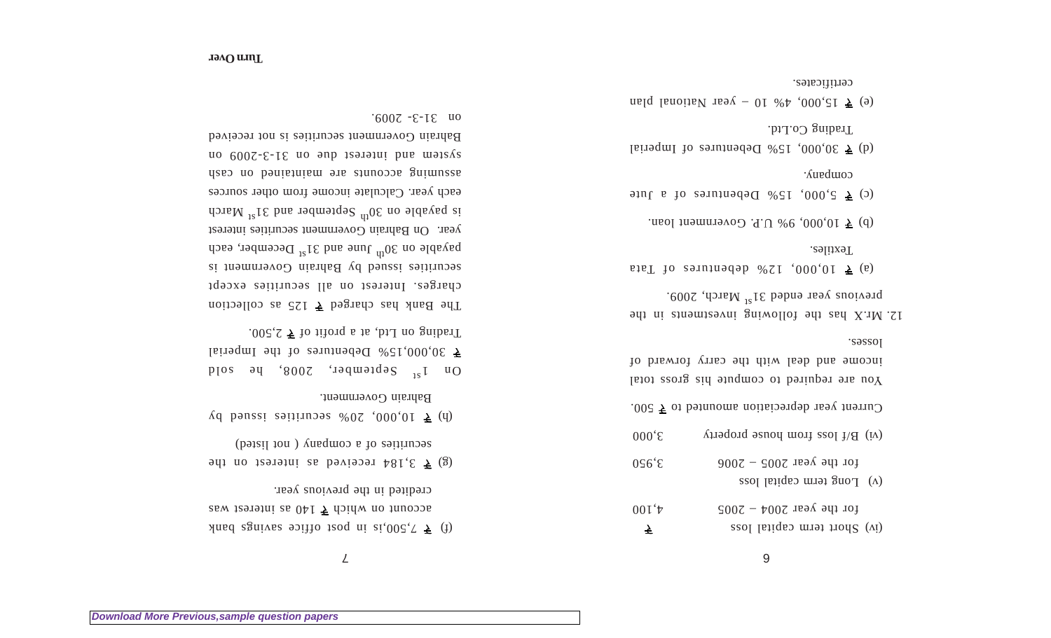| (iv) Short term capital loss | ₹ |
|---|---|
| for the year 2004 – 2005 | 4,100 |
| (v) Long term capital loss | |
| for the year 2005 – 2006 | 3,950 |
| (vi) B/f loss from house property | 3,000 |

Current year depreciation amounted to ₹ 500.

You are required to compute his gross total income and deal with the carry forward of losses.

12. Mr.X has the following investments in the previous year ended 31[st] March, 2009.

(a) ₹ 10,000, 12% debentures of Tata Textiles.

(b) ₹ 10,000, 9% U.P. Government loan.

(c) ₹ 5,000, 15% Debentures of a Jute company.

(d) ₹ 30,000, 15% Debentures of Imperial Trading Co.Ltd.

(e) ₹ 15,000, 4% 10 – year National plan certificates.

(f) ₹ 7,500,is in post office savings bank account on which ₹ 140 as interest was credited in the previous year.

(g) ₹ 3,184 received as interest on the securities of a company ( not listed)

(h) ₹ 10,000, 20% securities issued by Bahrain Government.

On 1[st] September, 2008, he sold ₹ 30,000,15% Debentures of the Imperial Trading on Ltd, at a profit of ₹ 2,500.

The Bank has charged ₹ 125 as collection charges. Interest on all securities except securities issued by Bahrain Government is payable on 30[th] June and 31[st] December, each year. On Bahrain Government securities interest is payable on 30[th] September and 31[st] March each year. Calculate income from other sources assuming accounts are maintained on cash system and interest due on 31-3-2009 on Bahrain Government securities is not received on 31-3- 2009.

**Turn Over**